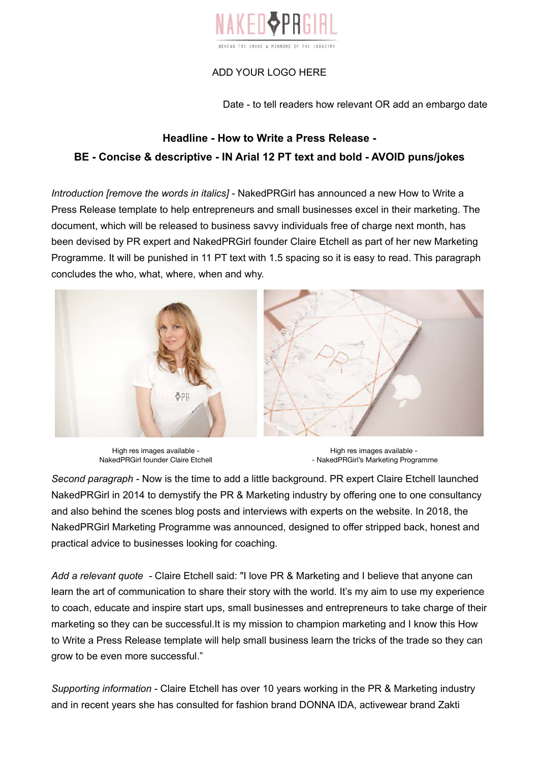NAKEDPRGIRL
BEHIND THE SMOKE & MIRRORS OF THE INDUSTRY

ADD YOUR LOGO HERE

Date - to tell readers how relevant OR add an embargo date

**Headline - How to Write a Press Release -**

**BE - Concise & descriptive - IN Arial 12 PT text and bold - AVOID puns/jokes**

*Introduction [remove the words in italics]* - NakedPRGirl has announced a new How to Write a Press Release template to help entrepreneurs and small businesses excel in their marketing. The document, which will be released to business savvy individuals free of charge next month, has been devised by PR expert and NakedPRGirl founder Claire Etchell as part of her new Marketing Programme. It will be punished in 11 PT text with 1.5 spacing so it is easy to read. This paragraph concludes the who, what, where, when and why.

High res images available - NakedPRGirl founder Claire Etchell

High res images available - - NakedPRGirl's Marketing Programme

*Second paragraph* - Now is the time to add a little background. PR expert Claire Etchell launched NakedPRGirl in 2014 to demystify the PR & Marketing industry by offering one to one consultancy and also behind the scenes blog posts and interviews with experts on the website. In 2018, the NakedPRGirl Marketing Programme was announced, designed to offer stripped back, honest and practical advice to businesses looking for coaching.

*Add a relevant quote* - Claire Etchell said: "I love PR & Marketing and I believe that anyone can learn the art of communication to share their story with the world. It's my aim to use my experience to coach, educate and inspire start ups, small businesses and entrepreneurs to take charge of their marketing so they can be successful.It is my mission to champion marketing and I know this How to Write a Press Release template will help small business learn the tricks of the trade so they can grow to be even more successful."

*Supporting information* - Claire Etchell has over 10 years working in the PR & Marketing industry and in recent years she has consulted for fashion brand DONNA IDA, activewear brand Zakti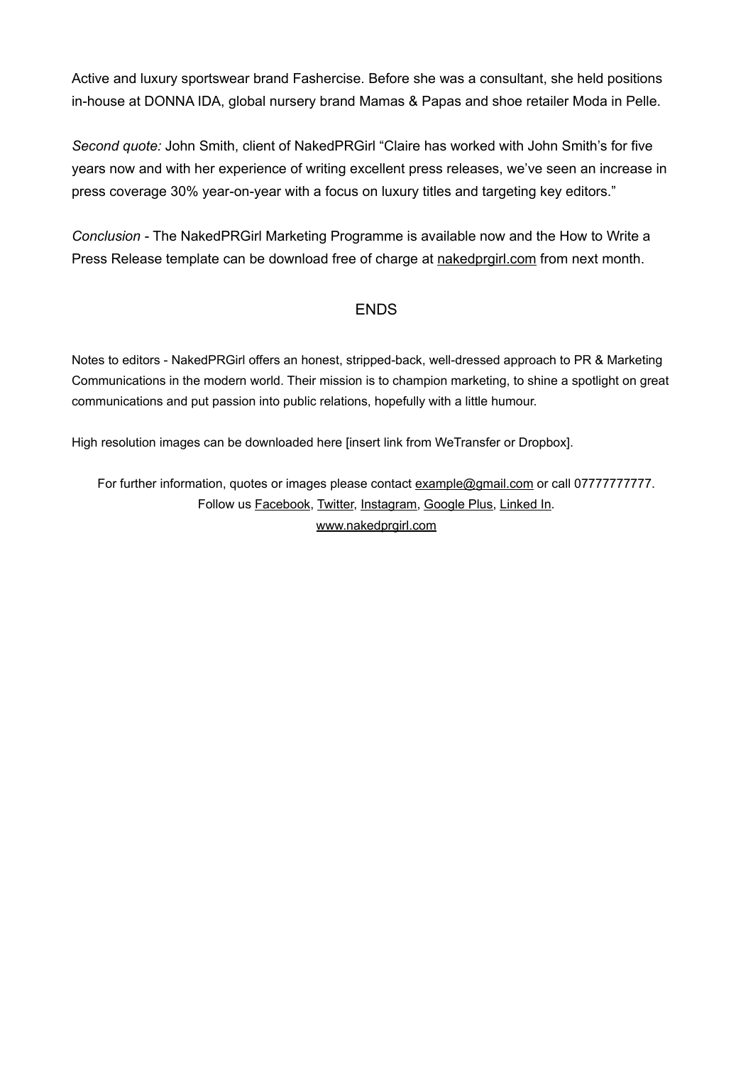Active and luxury sportswear brand Fashercise. Before she was a consultant, she held positions in-house at DONNA IDA, global nursery brand Mamas & Papas and shoe retailer Moda in Pelle.

*Second quote:* John Smith, client of NakedPRGirl "Claire has worked with John Smith's for five years now and with her experience of writing excellent press releases, we've seen an increase in press coverage 30% year-on-year with a focus on luxury titles and targeting key editors."

*Conclusion* - The NakedPRGirl Marketing Programme is available now and the How to Write a Press Release template can be download free of charge at nakedprgirl.com from next month.

ENDS

Notes to editors - NakedPRGirl offers an honest, stripped-back, well-dressed approach to PR & Marketing Communications in the modern world. Their mission is to champion marketing, to shine a spotlight on great communications and put passion into public relations, hopefully with a little humour.

High resolution images can be downloaded here [insert link from WeTransfer or Dropbox].

For further information, quotes or images please contact example@gmail.com or call 07777777777.
Follow us Facebook, Twitter, Instagram, Google Plus, Linked In.
www.nakedprgirl.com